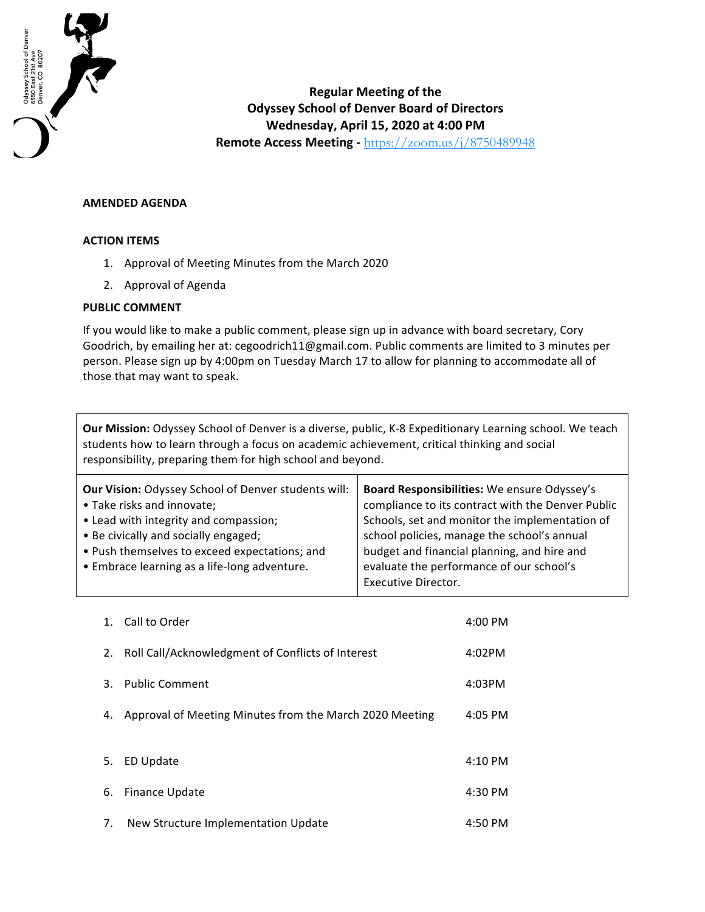Odyssey School of Denver
6550 East 21st Ave
Denver, CO 80207

**Regular Meeting of the**
**Odyssey School of Denver Board of Directors**
**Wednesday, April 15, 2020 at 4:00 PM**
**Remote Access Meeting -** https://zoom.us/j/8750489948

**AMENDED AGENDA**

**ACTION ITEMS**

1. Approval of Meeting Minutes from the March 2020
2. Approval of Agenda

**PUBLIC COMMENT**

If you would like to make a public comment, please sign up in advance with board secretary, Cory Goodrich, by emailing her at: cegoodrich11@gmail.com. Public comments are limited to 3 minutes per person. Please sign up by 4:00pm on Tuesday March 17 to allow for planning to accommodate all of those that may want to speak.

**Our Mission:** Odyssey School of Denver is a diverse, public, K-8 Expeditionary Learning school. We teach students how to learn through a focus on academic achievement, critical thinking and social responsibility, preparing them for high school and beyond.

**Our Vision:** Odyssey School of Denver students will:

- Take risks and innovate;
- Lead with integrity and compassion;
- Be civically and socially engaged;
- Push themselves to exceed expectations; and
- Embrace learning as a life-long adventure.

**Board Responsibilities:** We ensure Odyssey's compliance to its contract with the Denver Public Schools, set and monitor the implementation of school policies, manage the school's annual budget and financial planning, and hire and evaluate the performance of our school's Executive Director.

| | | |
|---|---|---|
| 1. | Call to Order | 4:00 PM |
| 2. | Roll Call/Acknowledgment of Conflicts of Interest | 4:02PM |
| 3. | Public Comment | 4:03PM |
| 4. | Approval of Meeting Minutes from the March 2020 Meeting | 4:05 PM |
| 5. | ED Update | 4:10 PM |
| 6. | Finance Update | 4:30 PM |
| 7. | New Structure Implementation Update | 4:50 PM |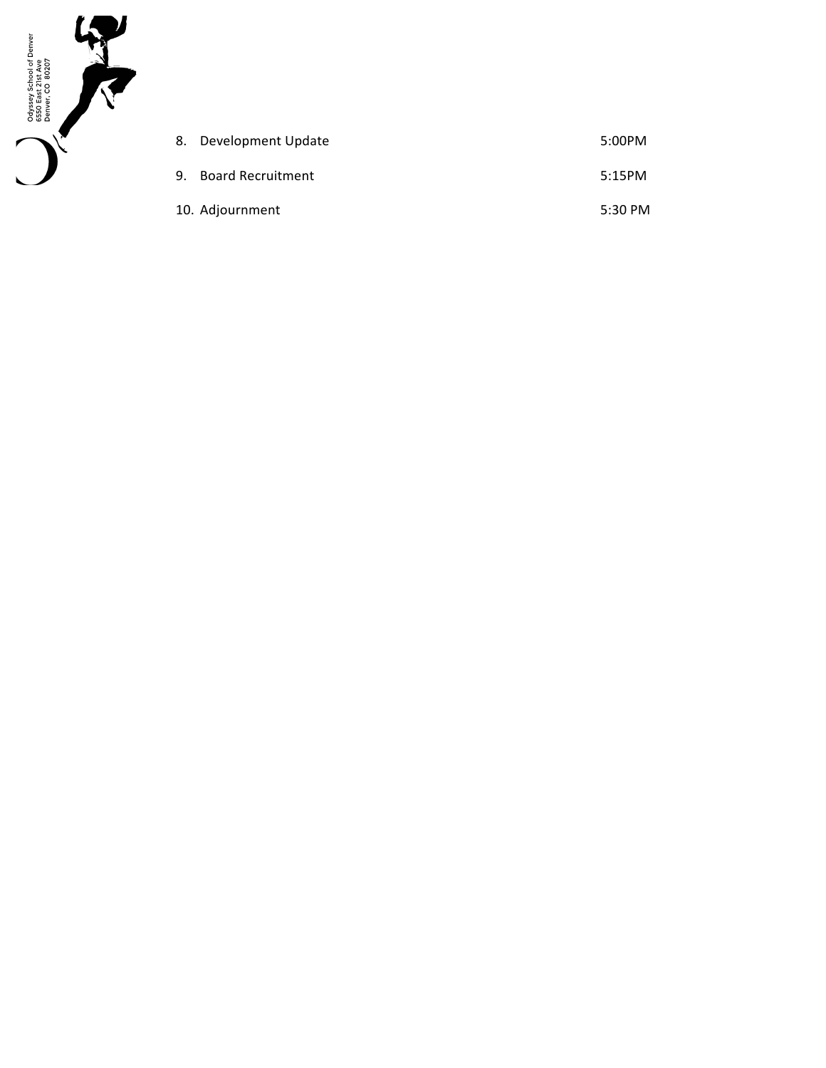Odyssey School of Denver
6550 East 21st Ave
Denver, CO 80207

8. Development Update 5:00PM
9. Board Recruitment 5:15PM
10. Adjournment 5:30 PM